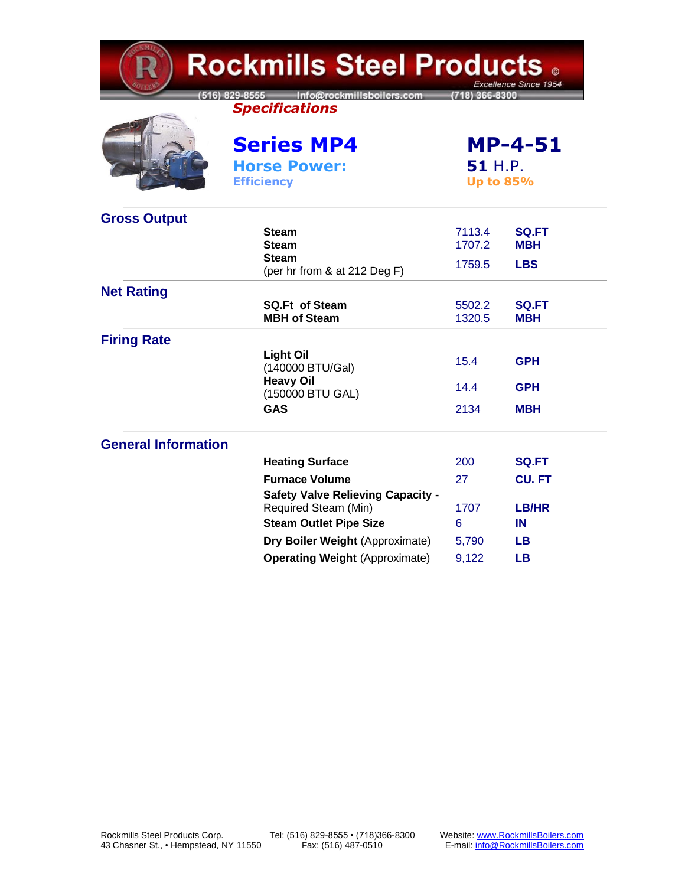# Rockmills Steel Products ©

*Excellence Since 1954*

(516) 829-8555 Info@rockmillsboilers.com (718) 366-8300

***Specifications***

## Series MP4 — MP-4-51

**Horse Power:** **51** H.P.

**Efficiency:** Up to 85%

### Gross Output

| | | |
|---|---|---|
| **Steam** | 7113.4 | **SQ.FT** |
| **Steam** | 1707.2 | **MBH** |
| **Steam** (per hr from & at 212 Deg F) | 1759.5 | **LBS** |

### Net Rating

| | | |
|---|---|---|
| **SQ.Ft of Steam** | 5502.2 | **SQ.FT** |
| **MBH of Steam** | 1320.5 | **MBH** |

### Firing Rate

| | | |
|---|---|---|
| **Light Oil** (140000 BTU/Gal) | 15.4 | **GPH** |
| **Heavy Oil** (150000 BTU GAL) | 14.4 | **GPH** |
| **GAS** | 2134 | **MBH** |

### General Information

| | | |
|---|---|---|
| **Heating Surface** | 200 | **SQ.FT** |
| **Furnace Volume** | 27 | **CU. FT** |
| **Safety Valve Relieving Capacity -** Required Steam (Min) | 1707 | **LB/HR** |
| **Steam Outlet Pipe Size** | 6 | **IN** |
| **Dry Boiler Weight** (Approximate) | 5,790 | **LB** |
| **Operating Weight** (Approximate) | 9,122 | **LB** |

Rockmills Steel Products Corp.
43 Chasner St., • Hempstead, NY 11550

Tel: (516) 829-8555 • (718)366-8300
Fax: (516) 487-0510

Website: www.RockmillsBoilers.com
E-mail: info@RockmillsBoilers.com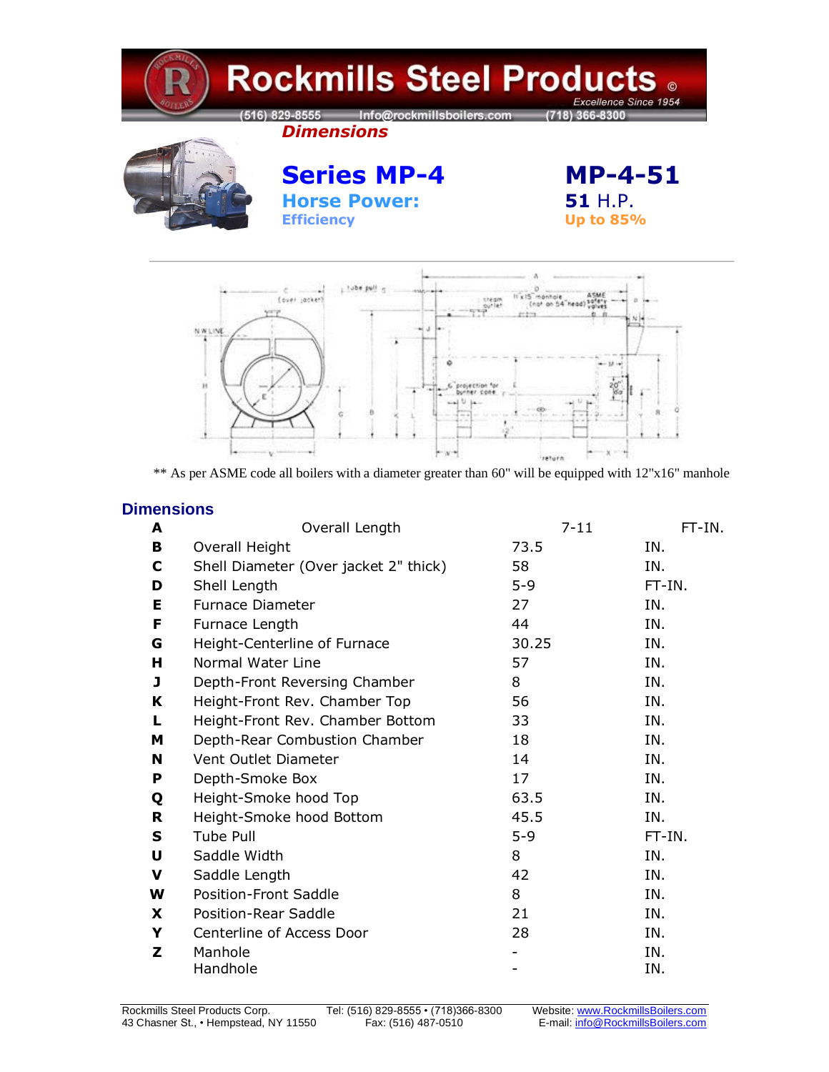# Rockmills Steel Products

Excellence Since 1954

(516) 829-8555 Info@rockmillsboilers.com (718) 366-8300

***Dimensions***

## Series MP-4

**Horse Power:**

**Efficiency**

## MP-4-51

**51** H.P.

**Up to 85%**

** As per ASME code all boilers with a diameter greater than 60" will be equipped with 12"x16" manhole

## Dimensions

| | | | |
|---|---|---|---|
| **A** | Overall Length | 7-11 | FT-IN. |
| **B** | Overall Height | 73.5 | IN. |
| **C** | Shell Diameter (Over jacket 2" thick) | 58 | IN. |
| **D** | Shell Length | 5-9 | FT-IN. |
| **E** | Furnace Diameter | 27 | IN. |
| **F** | Furnace Length | 44 | IN. |
| **G** | Height-Centerline of Furnace | 30.25 | IN. |
| **H** | Normal Water Line | 57 | IN. |
| **J** | Depth-Front Reversing Chamber | 8 | IN. |
| **K** | Height-Front Rev. Chamber Top | 56 | IN. |
| **L** | Height-Front Rev. Chamber Bottom | 33 | IN. |
| **M** | Depth-Rear Combustion Chamber | 18 | IN. |
| **N** | Vent Outlet Diameter | 14 | IN. |
| **P** | Depth-Smoke Box | 17 | IN. |
| **Q** | Height-Smoke hood Top | 63.5 | IN. |
| **R** | Height-Smoke hood Bottom | 45.5 | IN. |
| **S** | Tube Pull | 5-9 | FT-IN. |
| **U** | Saddle Width | 8 | IN. |
| **V** | Saddle Length | 42 | IN. |
| **W** | Position-Front Saddle | 8 | IN. |
| **X** | Position-Rear Saddle | 21 | IN. |
| **Y** | Centerline of Access Door | 28 | IN. |
| **Z** | Manhole | - | IN. |
| | Handhole | - | IN. |

Rockmills Steel Products Corp.
43 Chasner St., • Hempstead, NY 11550

Tel: (516) 829-8555 • (718)366-8300
Fax: (516) 487-0510

Website: www.RockmillsBoilers.com
E-mail: info@RockmillsBoilers.com